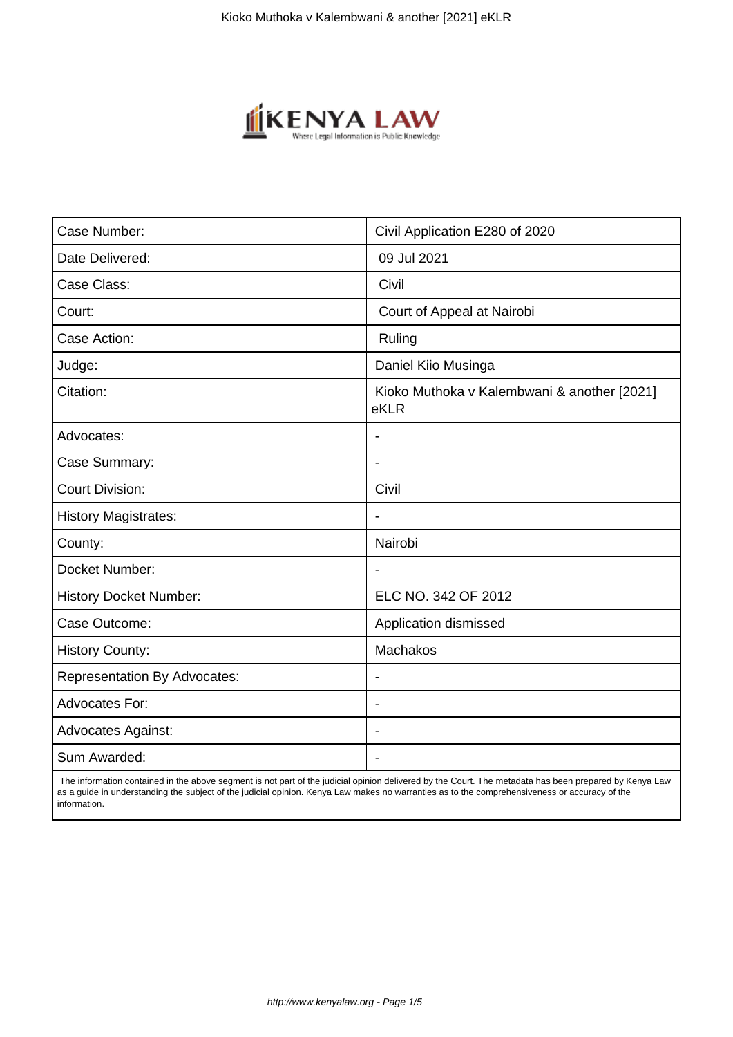| Case Number: | Civil Application E280 of 2020 |
|---|---|
| Date Delivered: | 09 Jul 2021 |
| Case Class: | Civil |
| Court: | Court of Appeal at Nairobi |
| Case Action: | Ruling |
| Judge: | Daniel Kiio Musinga |
| Citation: | Kioko Muthoka v Kalembwani & another [2021] eKLR |
| Advocates: | - |
| Case Summary: | - |
| Court Division: | Civil |
| History Magistrates: | - |
| County: | Nairobi |
| Docket Number: | - |
| History Docket Number: | ELC NO. 342 OF 2012 |
| Case Outcome: | Application dismissed |
| History County: | Machakos |
| Representation By Advocates: | - |
| Advocates For: | - |
| Advocates Against: | - |
| Sum Awarded: | - |

The information contained in the above segment is not part of the judicial opinion delivered by the Court. The metadata has been prepared by Kenya Law as a guide in understanding the subject of the judicial opinion. Kenya Law makes no warranties as to the comprehensiveness or accuracy of the information.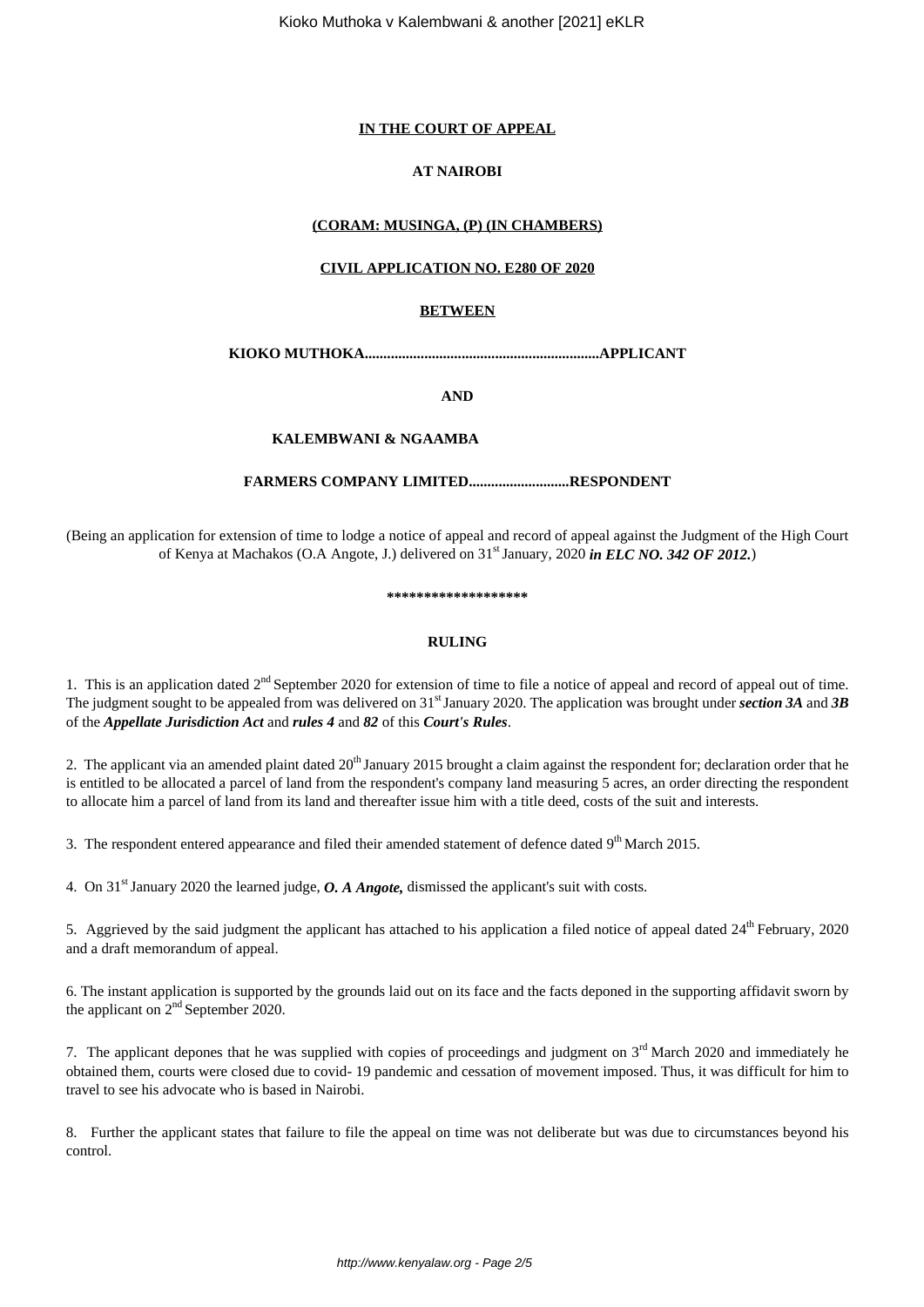**IN THE COURT OF APPEAL**

**AT NAIROBI**

**(CORAM: MUSINGA, (P) (IN CHAMBERS)**

**CIVIL APPLICATION NO. E280 OF 2020**

**BETWEEN**

**KIOKO MUTHOKA...............................................................APPLICANT**

**AND**

**KALEMBWANI & NGAAMBA**

**FARMERS COMPANY LIMITED...........................RESPONDENT**

(Being an application for extension of time to lodge a notice of appeal and record of appeal against the Judgment of the High Court of Kenya at Machakos (O.A Angote, J.) delivered on 31st January, 2020 ***in ELC NO. 342 OF 2012.***)

*******************

**RULING**

1. This is an application dated 2nd September 2020 for extension of time to file a notice of appeal and record of appeal out of time. The judgment sought to be appealed from was delivered on 31st January 2020. The application was brought under ***section 3A*** and ***3B*** of the ***Appellate Jurisdiction Act*** and ***rules 4*** and ***82*** of this ***Court's Rules***.

2. The applicant via an amended plaint dated 20th January 2015 brought a claim against the respondent for; declaration order that he is entitled to be allocated a parcel of land from the respondent's company land measuring 5 acres, an order directing the respondent to allocate him a parcel of land from its land and thereafter issue him with a title deed, costs of the suit and interests.

3. The respondent entered appearance and filed their amended statement of defence dated 9th March 2015.

4. On 31st January 2020 the learned judge, ***O. A Angote,*** dismissed the applicant's suit with costs.

5. Aggrieved by the said judgment the applicant has attached to his application a filed notice of appeal dated 24th February, 2020 and a draft memorandum of appeal.

6. The instant application is supported by the grounds laid out on its face and the facts deponed in the supporting affidavit sworn by the applicant on 2nd September 2020.

7. The applicant depones that he was supplied with copies of proceedings and judgment on 3rd March 2020 and immediately he obtained them, courts were closed due to covid- 19 pandemic and cessation of movement imposed. Thus, it was difficult for him to travel to see his advocate who is based in Nairobi.

8. Further the applicant states that failure to file the appeal on time was not deliberate but was due to circumstances beyond his control.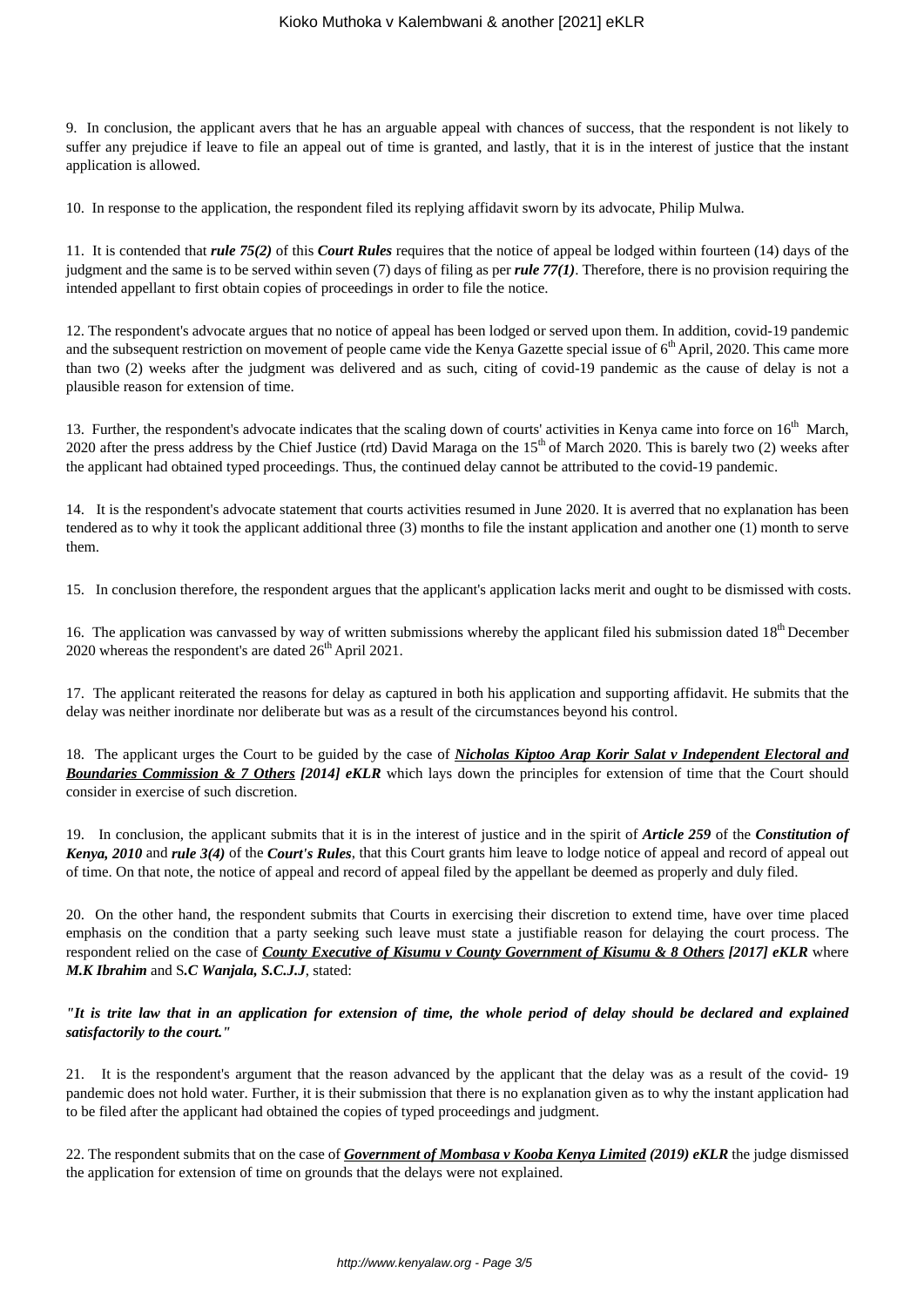9. In conclusion, the applicant avers that he has an arguable appeal with chances of success, that the respondent is not likely to suffer any prejudice if leave to file an appeal out of time is granted, and lastly, that it is in the interest of justice that the instant application is allowed.

10. In response to the application, the respondent filed its replying affidavit sworn by its advocate, Philip Mulwa.

11. It is contended that ***rule 75(2)*** of this ***Court Rules*** requires that the notice of appeal be lodged within fourteen (14) days of the judgment and the same is to be served within seven (7) days of filing as per ***rule 77(1)***. Therefore, there is no provision requiring the intended appellant to first obtain copies of proceedings in order to file the notice.

12. The respondent's advocate argues that no notice of appeal has been lodged or served upon them. In addition, covid-19 pandemic and the subsequent restriction on movement of people came vide the Kenya Gazette special issue of 6th April, 2020. This came more than two (2) weeks after the judgment was delivered and as such, citing of covid-19 pandemic as the cause of delay is not a plausible reason for extension of time.

13. Further, the respondent's advocate indicates that the scaling down of courts' activities in Kenya came into force on 16th March, 2020 after the press address by the Chief Justice (rtd) David Maraga on the 15th of March 2020. This is barely two (2) weeks after the applicant had obtained typed proceedings. Thus, the continued delay cannot be attributed to the covid-19 pandemic.

14. It is the respondent's advocate statement that courts activities resumed in June 2020. It is averred that no explanation has been tendered as to why it took the applicant additional three (3) months to file the instant application and another one (1) month to serve them.

15. In conclusion therefore, the respondent argues that the applicant's application lacks merit and ought to be dismissed with costs.

16. The application was canvassed by way of written submissions whereby the applicant filed his submission dated 18th December 2020 whereas the respondent's are dated 26th April 2021.

17. The applicant reiterated the reasons for delay as captured in both his application and supporting affidavit. He submits that the delay was neither inordinate nor deliberate but was as a result of the circumstances beyond his control.

18. The applicant urges the Court to be guided by the case of ***Nicholas Kiptoo Arap Korir Salat v Independent Electoral and Boundaries Commission & 7 Others [2014] eKLR*** which lays down the principles for extension of time that the Court should consider in exercise of such discretion.

19. In conclusion, the applicant submits that it is in the interest of justice and in the spirit of ***Article 259*** of the ***Constitution of Kenya, 2010*** and ***rule 3(4)*** of the ***Court's Rules***, that this Court grants him leave to lodge notice of appeal and record of appeal out of time. On that note, the notice of appeal and record of appeal filed by the appellant be deemed as properly and duly filed.

20. On the other hand, the respondent submits that Courts in exercising their discretion to extend time, have over time placed emphasis on the condition that a party seeking such leave must state a justifiable reason for delaying the court process. The respondent relied on the case of ***County Executive of Kisumu v County Government of Kisumu & 8 Others [2017] eKLR*** where ***M.K Ibrahim*** and S***.C Wanjala, S.C.J.J***, stated:

***"It is trite law that in an application for extension of time, the whole period of delay should be declared and explained satisfactorily to the court."***

21. It is the respondent's argument that the reason advanced by the applicant that the delay was as a result of the covid- 19 pandemic does not hold water. Further, it is their submission that there is no explanation given as to why the instant application had to be filed after the applicant had obtained the copies of typed proceedings and judgment.

22. The respondent submits that on the case of ***Government of Mombasa v Kooba Kenya Limited (2019) eKLR*** the judge dismissed the application for extension of time on grounds that the delays were not explained.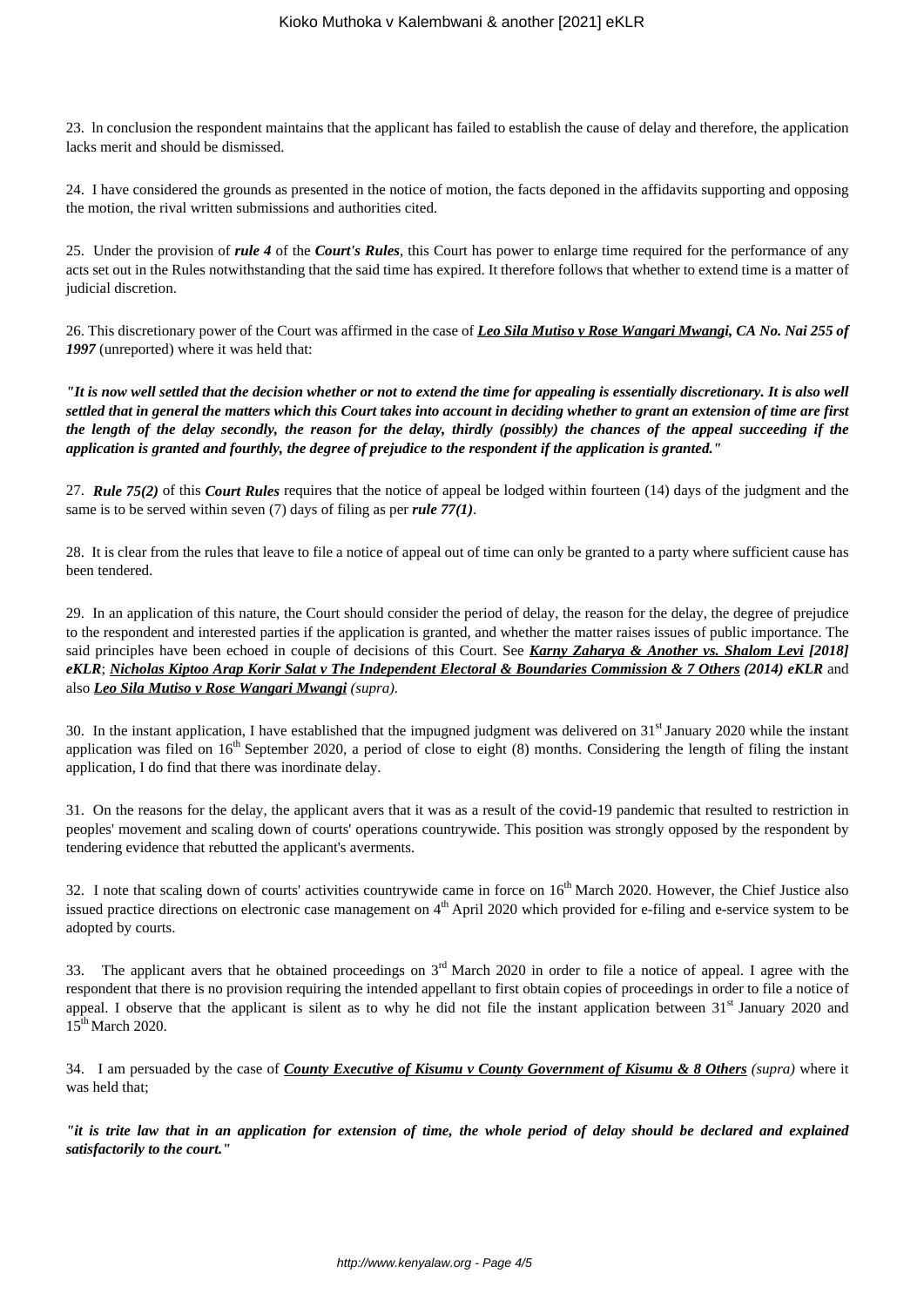23. ln conclusion the respondent maintains that the applicant has failed to establish the cause of delay and therefore, the application lacks merit and should be dismissed.

24. I have considered the grounds as presented in the notice of motion, the facts deponed in the affidavits supporting and opposing the motion, the rival written submissions and authorities cited.

25. Under the provision of ***rule 4*** of the ***Court's Rules***, this Court has power to enlarge time required for the performance of any acts set out in the Rules notwithstanding that the said time has expired. It therefore follows that whether to extend time is a matter of judicial discretion.

26. This discretionary power of the Court was affirmed in the case of ***Leo Sila Mutiso v Rose Wangari Mwangi, CA No. Nai 255 of 1997*** (unreported) where it was held that:

***"It is now well settled that the decision whether or not to extend the time for appealing is essentially discretionary. It is also well settled that in general the matters which this Court takes into account in deciding whether to grant an extension of time are first the length of the delay secondly, the reason for the delay, thirdly (possibly) the chances of the appeal succeeding if the application is granted and fourthly, the degree of prejudice to the respondent if the application is granted."***

27. ***Rule 75(2)*** of this ***Court Rules*** requires that the notice of appeal be lodged within fourteen (14) days of the judgment and the same is to be served within seven (7) days of filing as per ***rule 77(1)***.

28. It is clear from the rules that leave to file a notice of appeal out of time can only be granted to a party where sufficient cause has been tendered.

29. In an application of this nature, the Court should consider the period of delay, the reason for the delay, the degree of prejudice to the respondent and interested parties if the application is granted, and whether the matter raises issues of public importance. The said principles have been echoed in couple of decisions of this Court. See ***Karny Zaharya & Another vs. Shalom Levi [2018] eKLR***; ***Nicholas Kiptoo Arap Korir Salat v The Independent Electoral & Boundaries Commission & 7 Others (2014) eKLR*** and also ***Leo Sila Mutiso v Rose Wangari Mwangi*** *(supra).*

30. In the instant application, I have established that the impugned judgment was delivered on 31st January 2020 while the instant application was filed on 16th September 2020, a period of close to eight (8) months. Considering the length of filing the instant application, I do find that there was inordinate delay.

31. On the reasons for the delay, the applicant avers that it was as a result of the covid-19 pandemic that resulted to restriction in peoples' movement and scaling down of courts' operations countrywide. This position was strongly opposed by the respondent by tendering evidence that rebutted the applicant's averments.

32. I note that scaling down of courts' activities countrywide came in force on 16th March 2020. However, the Chief Justice also issued practice directions on electronic case management on 4th April 2020 which provided for e-filing and e-service system to be adopted by courts.

33. The applicant avers that he obtained proceedings on 3rd March 2020 in order to file a notice of appeal. I agree with the respondent that there is no provision requiring the intended appellant to first obtain copies of proceedings in order to file a notice of appeal. I observe that the applicant is silent as to why he did not file the instant application between 31st January 2020 and 15th March 2020.

34. I am persuaded by the case of ***County Executive of Kisumu v County Government of Kisumu & 8 Others*** *(supra)* where it was held that;

***"it is trite law that in an application for extension of time, the whole period of delay should be declared and explained satisfactorily to the court."***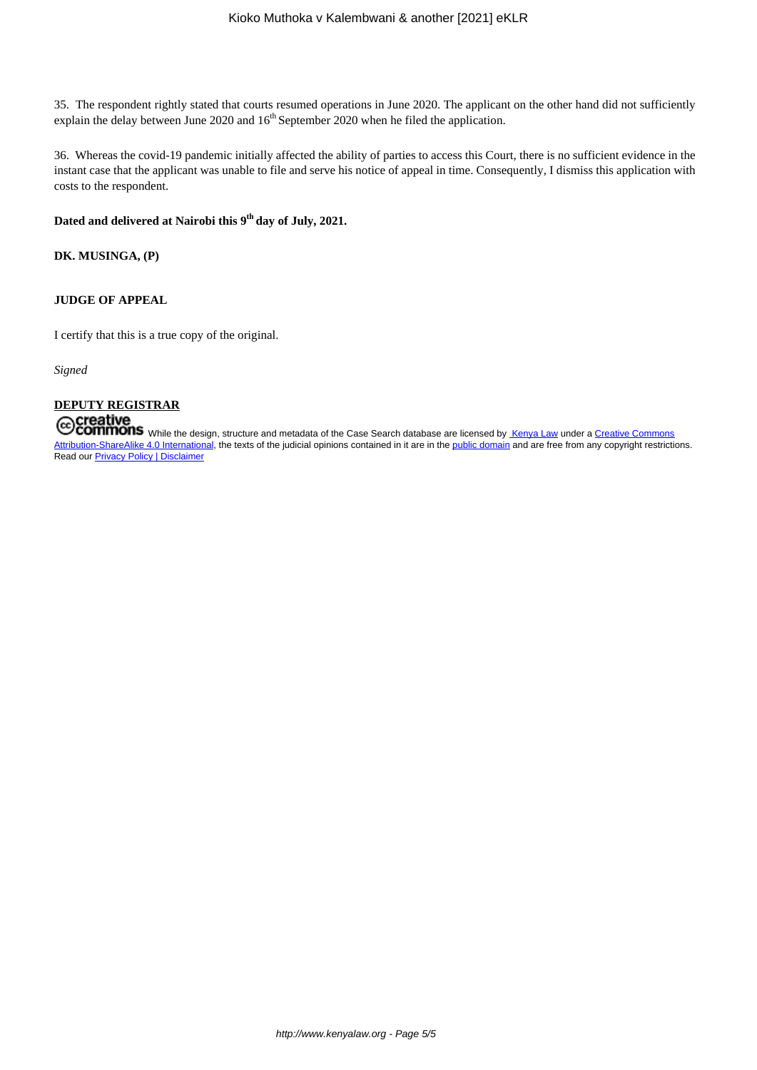35. The respondent rightly stated that courts resumed operations in June 2020. The applicant on the other hand did not sufficiently explain the delay between June 2020 and 16th September 2020 when he filed the application.

36. Whereas the covid-19 pandemic initially affected the ability of parties to access this Court, there is no sufficient evidence in the instant case that the applicant was unable to file and serve his notice of appeal in time. Consequently, I dismiss this application with costs to the respondent.

**Dated and delivered at Nairobi this 9th day of July, 2021.**

**DK. MUSINGA, (P)**

**JUDGE OF APPEAL**

I certify that this is a true copy of the original.

*Signed*

**DEPUTY REGISTRAR**

While the design, structure and metadata of the Case Search database are licensed by Kenya Law under a Creative Commons Attribution-ShareAlike 4.0 International, the texts of the judicial opinions contained in it are in the public domain and are free from any copyright restrictions. Read our Privacy Policy | Disclaimer